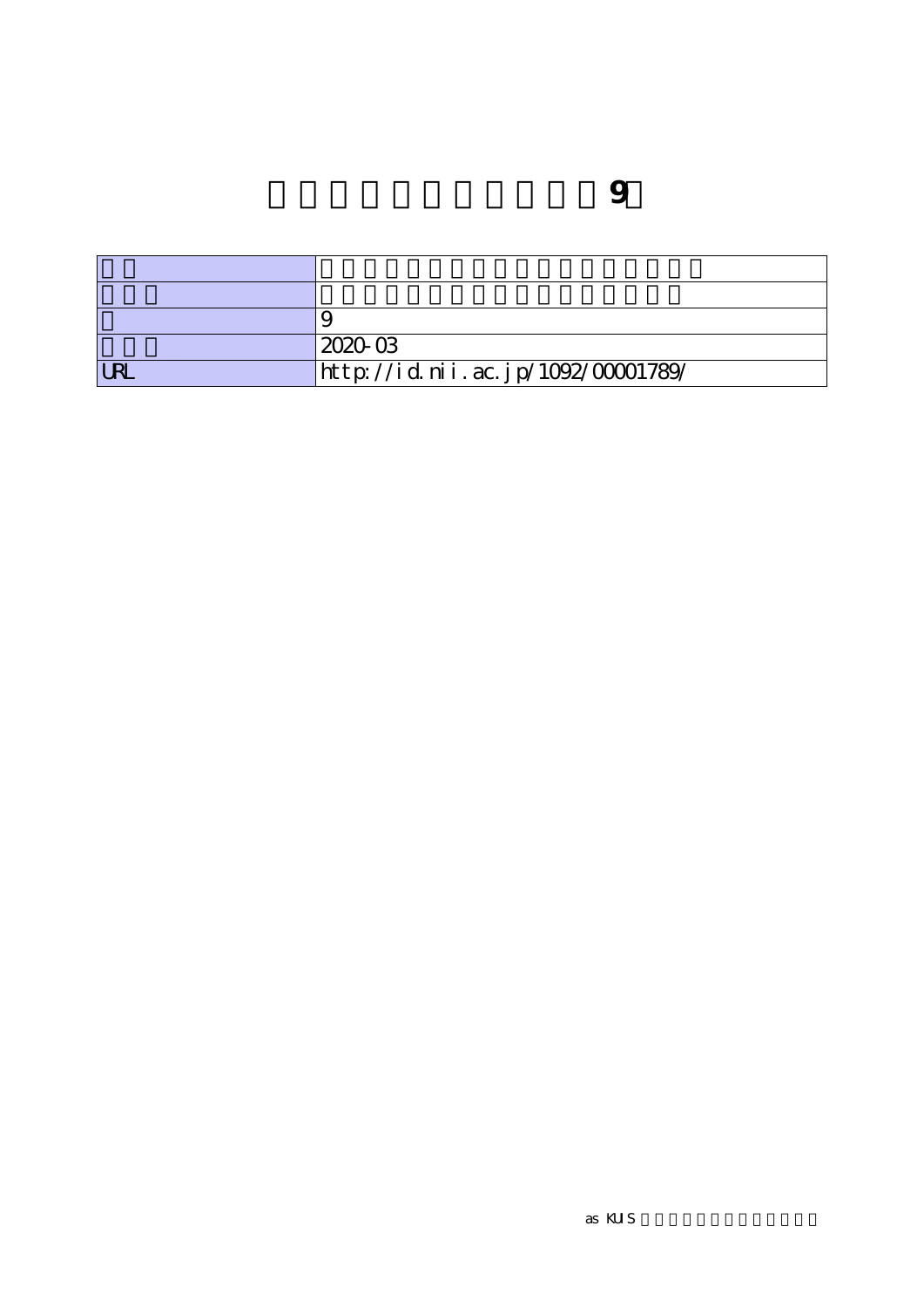# 9

| | |
|---|---|
| | |
| | |
| | 9 |
| | 2020-03 |
| URL | http://id.nii.ac.jp/1092/00001789/ |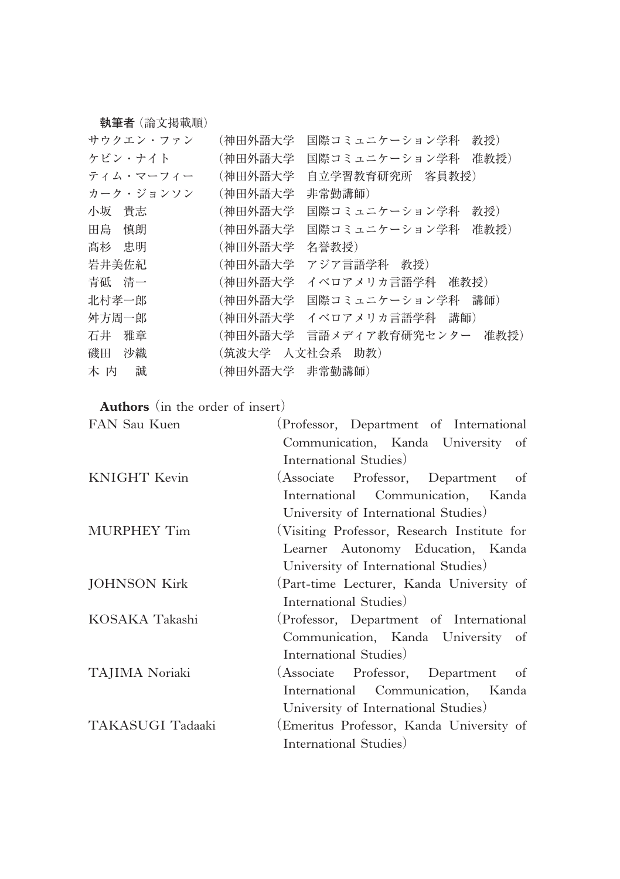**執筆者**（論文掲載順）

| | |
|---|---|
| サウクエン・ファン | （神田外語大学　国際コミュニケーション学科　教授） |
| ケビン・ナイト | （神田外語大学　国際コミュニケーション学科　准教授） |
| ティム・マーフィー | （神田外語大学　自立学習教育研究所　客員教授） |
| カーク・ジョンソン | （神田外語大学　非常勤講師） |
| 小坂　貴志 | （神田外語大学　国際コミュニケーション学科　教授） |
| 田島　慎朗 | （神田外語大学　国際コミュニケーション学科　准教授） |
| 髙杉　忠明 | （神田外語大学　名誉教授） |
| 岩井美佐紀 | （神田外語大学　アジア言語学科　教授） |
| 青砥　清一 | （神田外語大学　イベロアメリカ言語学科　准教授） |
| 北村孝一郎 | （神田外語大学　国際コミュニケーション学科　講師） |
| 舛方周一郎 | （神田外語大学　イベロアメリカ言語学科　講師） |
| 石井　雅章 | （神田外語大学　言語メディア教育研究センター　准教授） |
| 磯田　沙織 | （筑波大学　人文社会系　助教） |
| 木 内　 誠 | （神田外語大学　非常勤講師） |

**Authors** (in the order of insert)

| | |
|---|---|
| FAN Sau Kuen | (Professor, Department of International Communication, Kanda University of International Studies) |
| KNIGHT Kevin | (Associate Professor, Department of International Communication, Kanda University of International Studies) |
| MURPHEY Tim | (Visiting Professor, Research Institute for Learner Autonomy Education, Kanda University of International Studies) |
| JOHNSON Kirk | (Part-time Lecturer, Kanda University of International Studies) |
| KOSAKA Takashi | (Professor, Department of International Communication, Kanda University of International Studies) |
| TAJIMA Noriaki | (Associate Professor, Department of International Communication, Kanda University of International Studies) |
| TAKASUGI Tadaaki | (Emeritus Professor, Kanda University of International Studies) |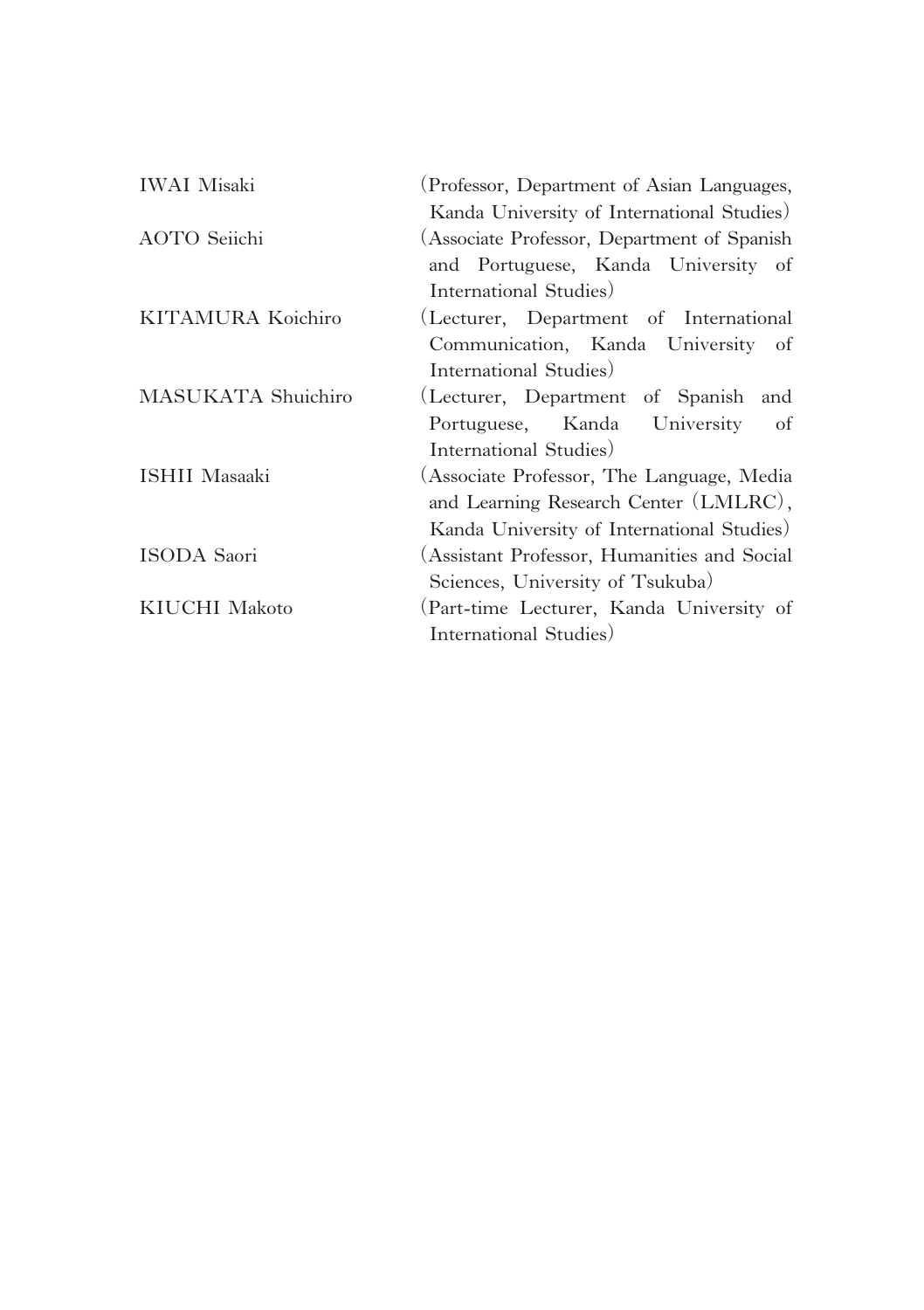| | |
|---|---|
| IWAI Misaki | (Professor, Department of Asian Languages, Kanda University of International Studies) |
| AOTO Seiichi | (Associate Professor, Department of Spanish and Portuguese, Kanda University of International Studies) |
| KITAMURA Koichiro | (Lecturer, Department of International Communication, Kanda University of International Studies) |
| MASUKATA Shuichiro | (Lecturer, Department of Spanish and Portuguese, Kanda University of International Studies) |
| ISHII Masaaki | (Associate Professor, The Language, Media and Learning Research Center (LMLRC), Kanda University of International Studies) |
| ISODA Saori | (Assistant Professor, Humanities and Social Sciences, University of Tsukuba) |
| KIUCHI Makoto | (Part-time Lecturer, Kanda University of International Studies) |